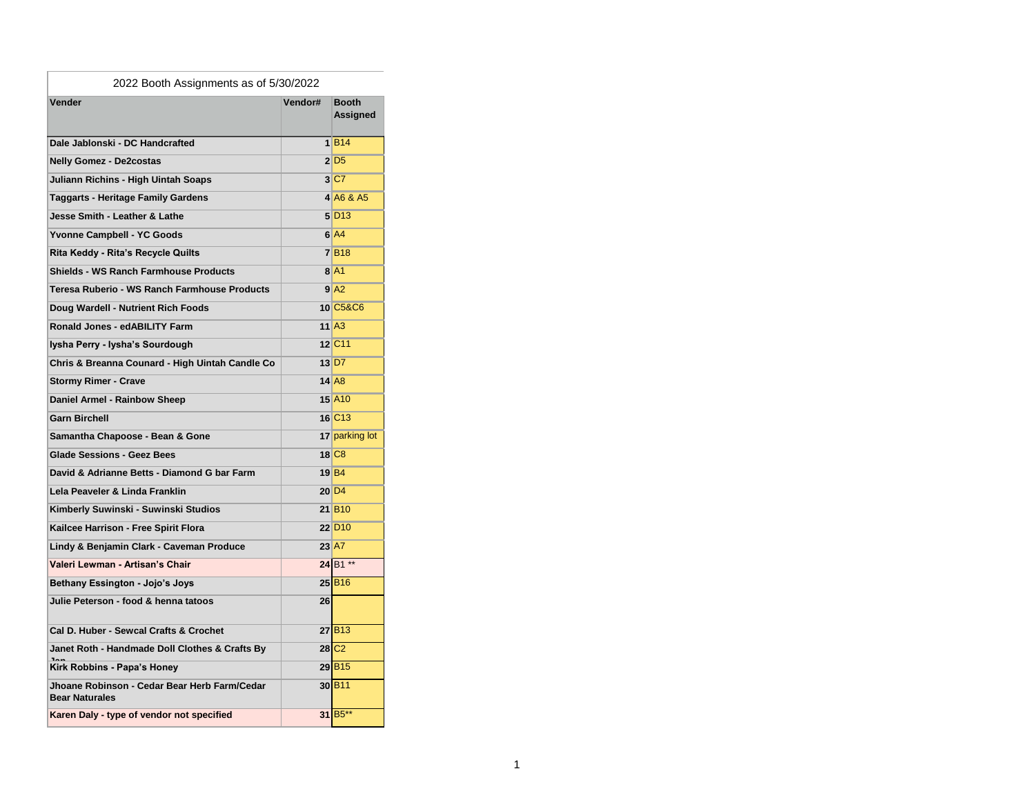2022 Booth Assignments as of 5/30/2022

| Vender | Vendor# | Booth Assigned |
|---|---|---|
| Dale Jablonski - DC Handcrafted | 1 | B14 |
| Nelly Gomez - De2costas | 2 | D5 |
| Juliann Richins - High Uintah Soaps | 3 | C7 |
| Taggarts - Heritage Family Gardens | 4 | A6 & A5 |
| Jesse Smith - Leather & Lathe | 5 | D13 |
| Yvonne Campbell - YC Goods | 6 | A4 |
| Rita Keddy - Rita's Recycle Quilts | 7 | B18 |
| Shields - WS Ranch Farmhouse Products | 8 | A1 |
| Teresa Ruberio - WS Ranch Farmhouse Products | 9 | A2 |
| Doug Wardell - Nutrient Rich Foods | 10 | C5&C6 |
| Ronald Jones - edABILITY Farm | 11 | A3 |
| Iysha Perry - Iysha's Sourdough | 12 | C11 |
| Chris & Breanna Counard - High Uintah Candle Co | 13 | D7 |
| Stormy Rimer - Crave | 14 | A8 |
| Daniel Armel - Rainbow Sheep | 15 | A10 |
| Garn Birchell | 16 | C13 |
| Samantha Chapoose - Bean & Gone | 17 | parking lot |
| Glade Sessions - Geez Bees | 18 | C8 |
| David & Adrianne Betts - Diamond G bar Farm | 19 | B4 |
| Lela Peaveler & Linda Franklin | 20 | D4 |
| Kimberly Suwinski - Suwinski Studios | 21 | B10 |
| Kailcee Harrison - Free Spirit Flora | 22 | D10 |
| Lindy & Benjamin Clark - Caveman Produce | 23 | A7 |
| Valeri Lewman - Artisan's Chair | 24 | B1 ** |
| Bethany Essington - Jojo's Joys | 25 | B16 |
| Julie Peterson - food & henna tatoos | 26 | |
| Cal D. Huber - Sewcal Crafts & Crochet | 27 | B13 |
| Janet Roth - Handmade Doll Clothes & Crafts By Jan | 28 | C2 |
| Kirk Robbins - Papa's Honey | 29 | B15 |
| Jhoane Robinson - Cedar Bear Herb Farm/Cedar Bear Naturales | 30 | B11 |
| Karen Daly - type of vendor not specified | 31 | B5** |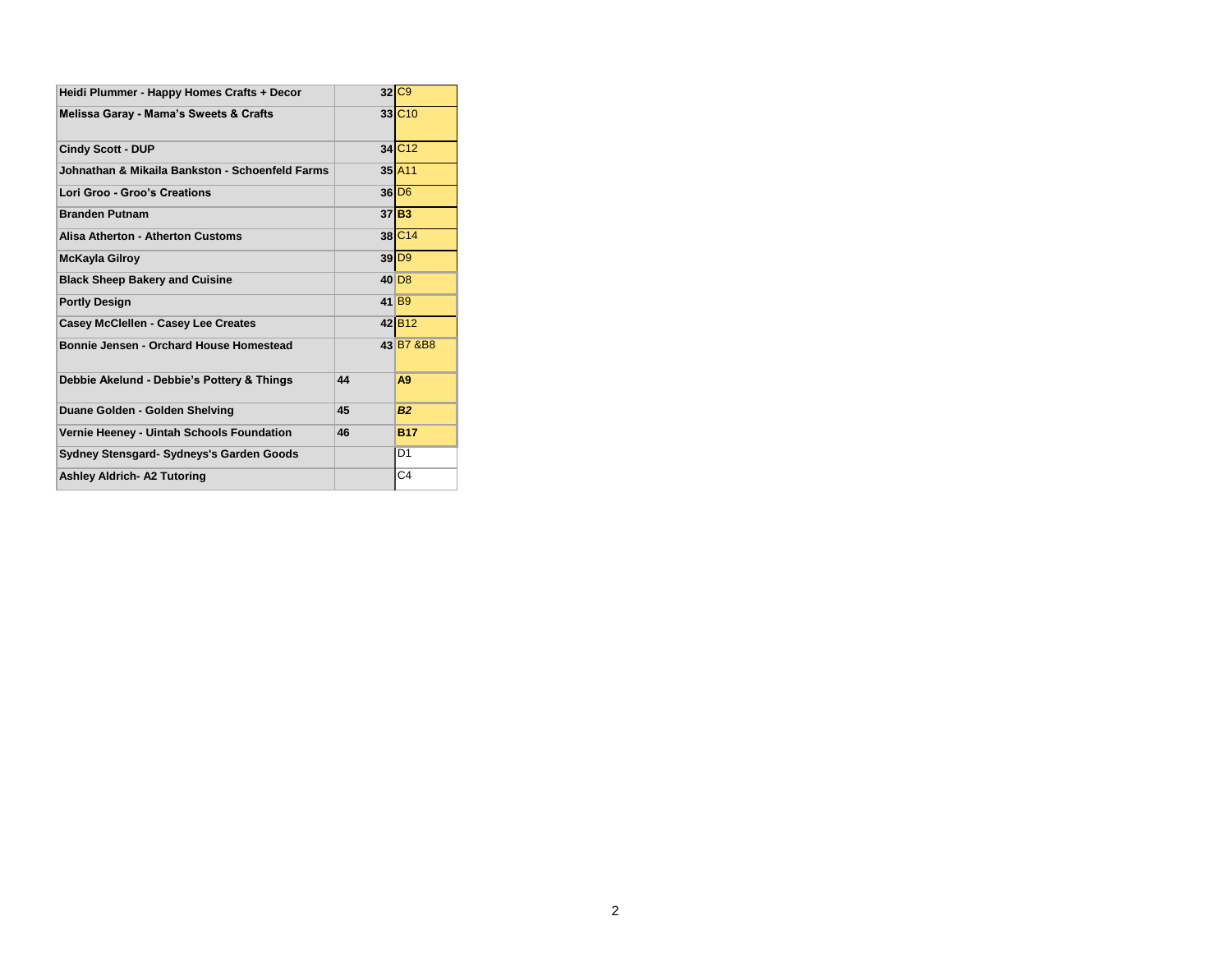| | | |
|---|---|---|
| **Heidi Plummer - Happy Homes Crafts + Decor** | **32** | C9 |
| **Melissa Garay - Mama's Sweets & Crafts** | **33** | C10 |
| **Cindy Scott - DUP** | **34** | C12 |
| **Johnathan & Mikaila Bankston - Schoenfeld Farms** | **35** | A11 |
| **Lori Groo - Groo's Creations** | **36** | D6 |
| **Branden Putnam** | **37** | **B3** |
| **Alisa Atherton - Atherton Customs** | **38** | C14 |
| **McKayla Gilroy** | **39** | D9 |
| **Black Sheep Bakery and Cuisine** | **40** | D8 |
| **Portly Design** | **41** | B9 |
| **Casey McClellen - Casey Lee Creates** | **42** | B12 |
| **Bonnie Jensen - Orchard House Homestead** | **43** | B7 &B8 |
| **Debbie Akelund - Debbie's Pottery & Things** | **44** | **A9** |
| **Duane Golden - Golden Shelving** | **45** | ***B2*** |
| **Vernie Heeney - Uintah Schools Foundation** | **46** | **B17** |
| **Sydney Stensgard- Sydneys's Garden Goods** | | D1 |
| **Ashley Aldrich- A2 Tutoring** | | C4 |